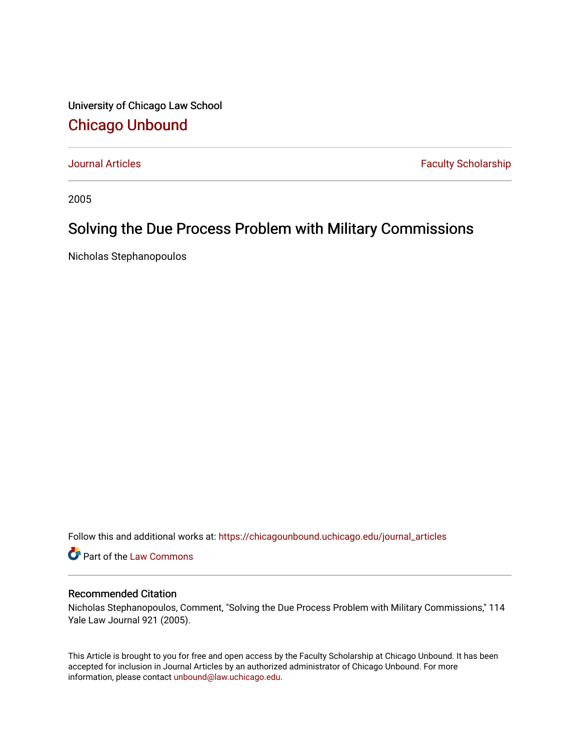University of Chicago Law School

## Chicago Unbound

Journal Articles | Faculty Scholarship

2005

# Solving the Due Process Problem with Military Commissions

Nicholas Stephanopoulos

Follow this and additional works at: https://chicagounbound.uchicago.edu/journal_articles

Part of the Law Commons

### Recommended Citation

Nicholas Stephanopoulos, Comment, "Solving the Due Process Problem with Military Commissions," 114 Yale Law Journal 921 (2005).

This Article is brought to you for free and open access by the Faculty Scholarship at Chicago Unbound. It has been accepted for inclusion in Journal Articles by an authorized administrator of Chicago Unbound. For more information, please contact unbound@law.uchicago.edu.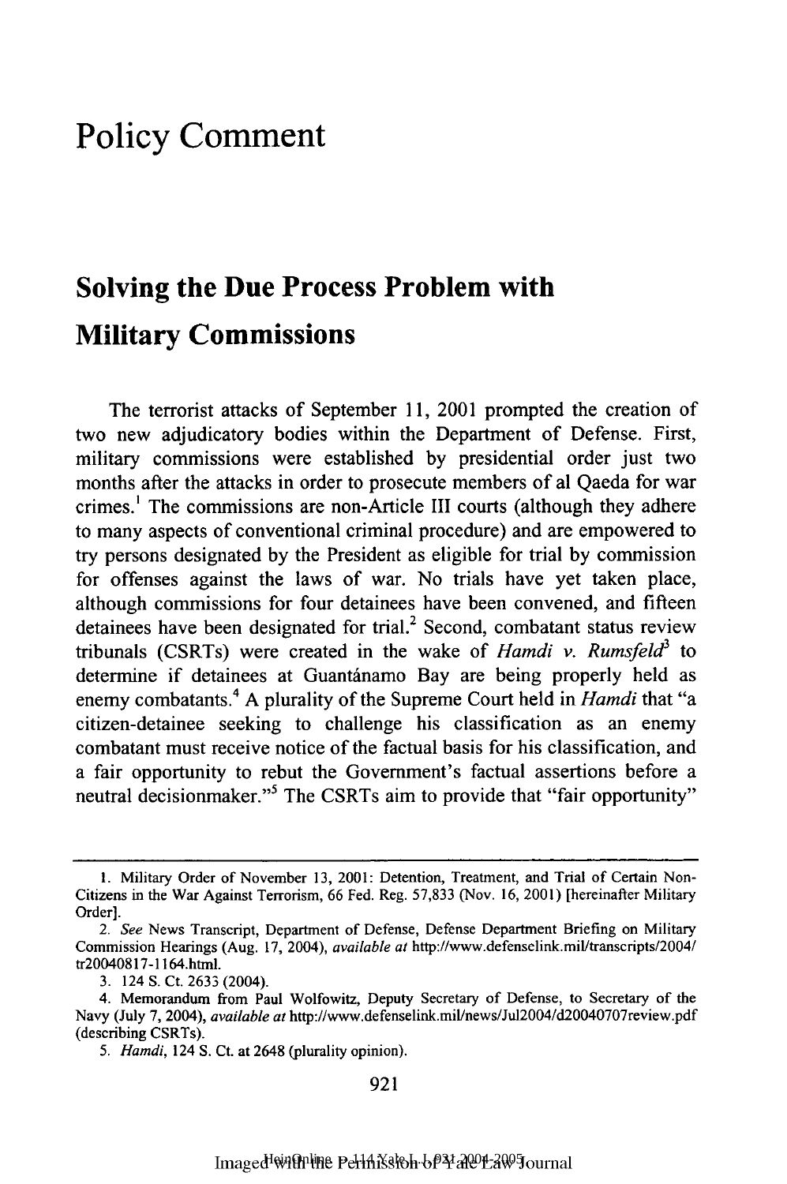# Policy Comment

## Solving the Due Process Problem with Military Commissions

The terrorist attacks of September 11, 2001 prompted the creation of two new adjudicatory bodies within the Department of Defense. First, military commissions were established by presidential order just two months after the attacks in order to prosecute members of al Qaeda for war crimes.[1] The commissions are non-Article III courts (although they adhere to many aspects of conventional criminal procedure) and are empowered to try persons designated by the President as eligible for trial by commission for offenses against the laws of war. No trials have yet taken place, although commissions for four detainees have been convened, and fifteen detainees have been designated for trial.[2] Second, combatant status review tribunals (CSRTs) were created in the wake of *Hamdi v. Rumsfeld*[3] to determine if detainees at Guantánamo Bay are being properly held as enemy combatants.[4] A plurality of the Supreme Court held in *Hamdi* that "a citizen-detainee seeking to challenge his classification as an enemy combatant must receive notice of the factual basis for his classification, and a fair opportunity to rebut the Government's factual assertions before a neutral decisionmaker."[5] The CSRTs aim to provide that "fair opportunity"

---

1. Military Order of November 13, 2001: Detention, Treatment, and Trial of Certain Non-Citizens in the War Against Terrorism, 66 Fed. Reg. 57,833 (Nov. 16, 2001) [hereinafter Military Order].

2. *See* News Transcript, Department of Defense, Defense Department Briefing on Military Commission Hearings (Aug. 17, 2004), *available at* http://www.defenselink.mil/transcripts/2004/tr20040817-1164.html.

3. 124 S. Ct. 2633 (2004).

4. Memorandum from Paul Wolfowitz, Deputy Secretary of Defense, to Secretary of the Navy (July 7, 2004), *available at* http://www.defenselink.mil/news/Jul2004/d20040707review.pdf (describing CSRTs).

5. *Hamdi*, 124 S. Ct. at 2648 (plurality opinion).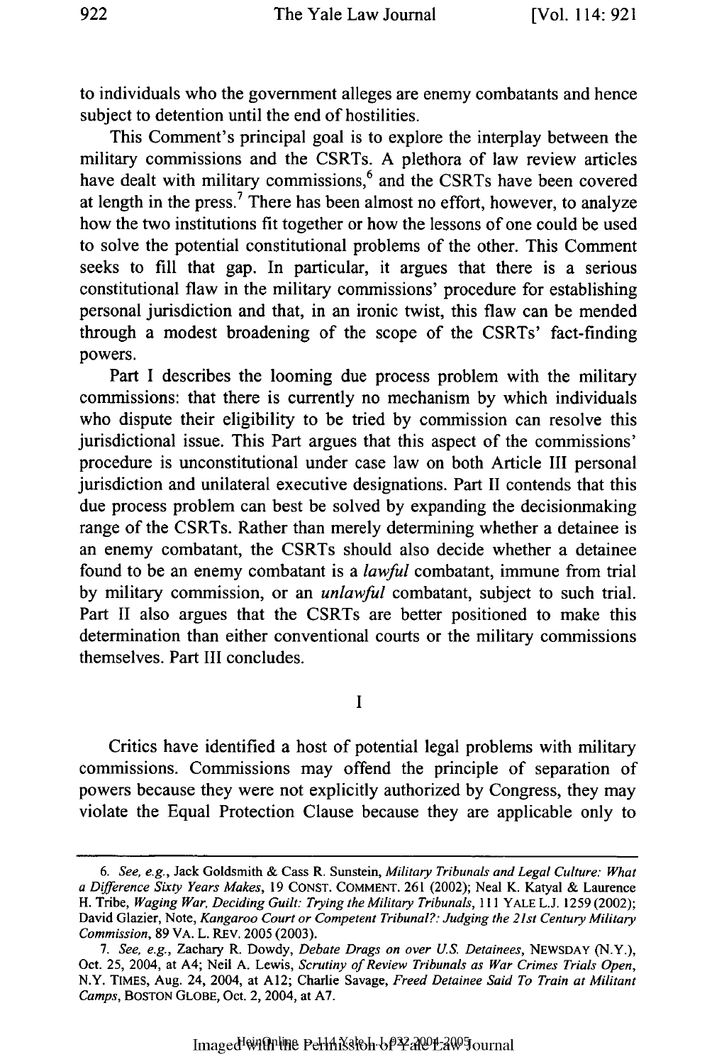to individuals who the government alleges are enemy combatants and hence subject to detention until the end of hostilities.

This Comment's principal goal is to explore the interplay between the military commissions and the CSRTs. A plethora of law review articles have dealt with military commissions,[6] and the CSRTs have been covered at length in the press.[7] There has been almost no effort, however, to analyze how the two institutions fit together or how the lessons of one could be used to solve the potential constitutional problems of the other. This Comment seeks to fill that gap. In particular, it argues that there is a serious constitutional flaw in the military commissions' procedure for establishing personal jurisdiction and that, in an ironic twist, this flaw can be mended through a modest broadening of the scope of the CSRTs' fact-finding powers.

Part I describes the looming due process problem with the military commissions: that there is currently no mechanism by which individuals who dispute their eligibility to be tried by commission can resolve this jurisdictional issue. This Part argues that this aspect of the commissions' procedure is unconstitutional under case law on both Article III personal jurisdiction and unilateral executive designations. Part II contends that this due process problem can best be solved by expanding the decisionmaking range of the CSRTs. Rather than merely determining whether a detainee is an enemy combatant, the CSRTs should also decide whether a detainee found to be an enemy combatant is a *lawful* combatant, immune from trial by military commission, or an *unlawful* combatant, subject to such trial. Part II also argues that the CSRTs are better positioned to make this determination than either conventional courts or the military commissions themselves. Part III concludes.

## I

Critics have identified a host of potential legal problems with military commissions. Commissions may offend the principle of separation of powers because they were not explicitly authorized by Congress, they may violate the Equal Protection Clause because they are applicable only to

---

6. *See, e.g.*, Jack Goldsmith & Cass R. Sunstein, *Military Tribunals and Legal Culture: What a Difference Sixty Years Makes*, 19 CONST. COMMENT. 261 (2002); Neal K. Katyal & Laurence H. Tribe, *Waging War, Deciding Guilt: Trying the Military Tribunals*, 111 YALE L.J. 1259 (2002); David Glazier, Note, *Kangaroo Court or Competent Tribunal?: Judging the 21st Century Military Commission*, 89 VA. L. REV. 2005 (2003).

7. *See, e.g.*, Zachary R. Dowdy, *Debate Drags on over U.S. Detainees*, NEWSDAY (N.Y.), Oct. 25, 2004, at A4; Neil A. Lewis, *Scrutiny of Review Tribunals as War Crimes Trials Open*, N.Y. TIMES, Aug. 24, 2004, at A12; Charlie Savage, *Freed Detainee Said To Train at Militant Camps*, BOSTON GLOBE, Oct. 2, 2004, at A7.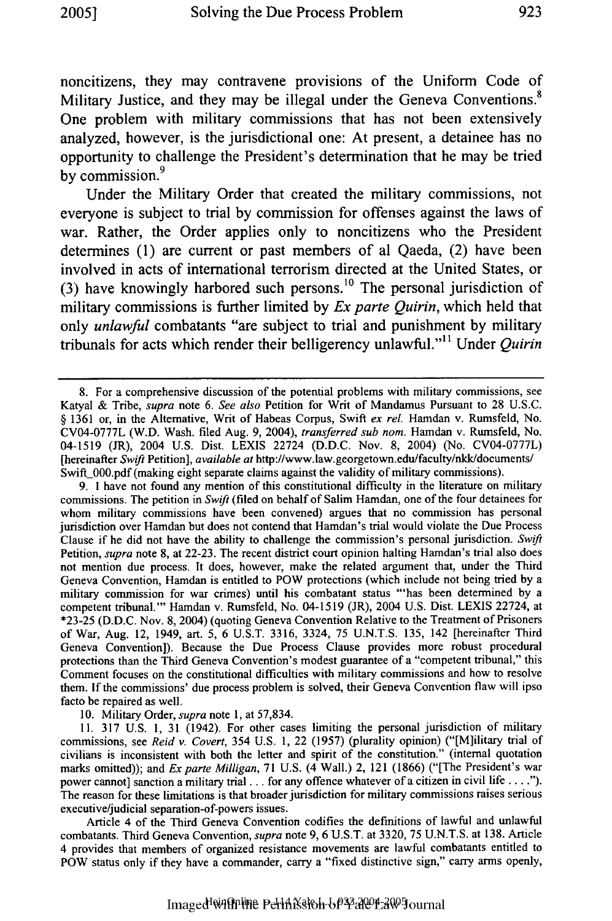noncitizens, they may contravene provisions of the Uniform Code of Military Justice, and they may be illegal under the Geneva Conventions.[8] One problem with military commissions that has not been extensively analyzed, however, is the jurisdictional one: At present, a detainee has no opportunity to challenge the President's determination that he may be tried by commission.[9]

Under the Military Order that created the military commissions, not everyone is subject to trial by commission for offenses against the laws of war. Rather, the Order applies only to noncitizens who the President determines (1) are current or past members of al Qaeda, (2) have been involved in acts of international terrorism directed at the United States, or (3) have knowingly harbored such persons.[10] The personal jurisdiction of military commissions is further limited by *Ex parte Quirin*, which held that only *unlawful* combatants "are subject to trial and punishment by military tribunals for acts which render their belligerency unlawful."[11] Under *Quirin*

---

8. For a comprehensive discussion of the potential problems with military commissions, see Katyal & Tribe, *supra* note 6. *See also* Petition for Writ of Mandamus Pursuant to 28 U.S.C. § 1361 or, in the Alternative, Writ of Habeas Corpus, Swift *ex rel.* Hamdan v. Rumsfeld, No. CV04-0777L (W.D. Wash. filed Aug. 9, 2004), *transferred sub nom.* Hamdan v. Rumsfeld, No. 04-1519 (JR), 2004 U.S. Dist. LEXIS 22724 (D.D.C. Nov. 8, 2004) (No. CV04-0777L) [hereinafter *Swift* Petition], *available at* http://www.law.georgetown.edu/faculty/nkk/documents/Swift_000.pdf (making eight separate claims against the validity of military commissions).

9. I have not found any mention of this constitutional difficulty in the literature on military commissions. The petition in *Swift* (filed on behalf of Salim Hamdan, one of the four detainees for whom military commissions have been convened) argues that no commission has personal jurisdiction over Hamdan but does not contend that Hamdan's trial would violate the Due Process Clause if he did not have the ability to challenge the commission's personal jurisdiction. *Swift* Petition, *supra* note 8, at 22-23. The recent district court opinion halting Hamdan's trial also does not mention due process. It does, however, make the related argument that, under the Third Geneva Convention, Hamdan is entitled to POW protections (which include not being tried by a military commission for war crimes) until his combatant status "'has been determined by a competent tribunal.'" Hamdan v. Rumsfeld, No. 04-1519 (JR), 2004 U.S. Dist. LEXIS 22724, at *23-25 (D.D.C. Nov. 8, 2004) (quoting Geneva Convention Relative to the Treatment of Prisoners of War, Aug. 12, 1949, art. 5, 6 U.S.T. 3316, 3324, 75 U.N.T.S. 135, 142 [hereinafter Third Geneva Convention]). Because the Due Process Clause provides more robust procedural protections than the Third Geneva Convention's modest guarantee of a "competent tribunal," this Comment focuses on the constitutional difficulties with military commissions and how to resolve them. If the commissions' due process problem is solved, their Geneva Convention flaw will ipso facto be repaired as well.

10. Military Order, *supra* note 1, at 57,834.

11. 317 U.S. 1, 31 (1942). For other cases limiting the personal jurisdiction of military commissions, see *Reid v. Covert*, 354 U.S. 1, 22 (1957) (plurality opinion) ("[M]ilitary trial of civilians is inconsistent with both the letter and spirit of the constitution." (internal quotation marks omitted)); and *Ex parte Milligan*, 71 U.S. (4 Wall.) 2, 121 (1866) ("[The President's war power cannot] sanction a military trial . . . for any offence whatever of a citizen in civil life . . . ."). The reason for these limitations is that broader jurisdiction for military commissions raises serious executive/judicial separation-of-powers issues.

Article 4 of the Third Geneva Convention codifies the definitions of lawful and unlawful combatants. Third Geneva Convention, *supra* note 9, 6 U.S.T. at 3320, 75 U.N.T.S. at 138. Article 4 provides that members of organized resistance movements are lawful combatants entitled to POW status only if they have a commander, carry a "fixed distinctive sign," carry arms openly,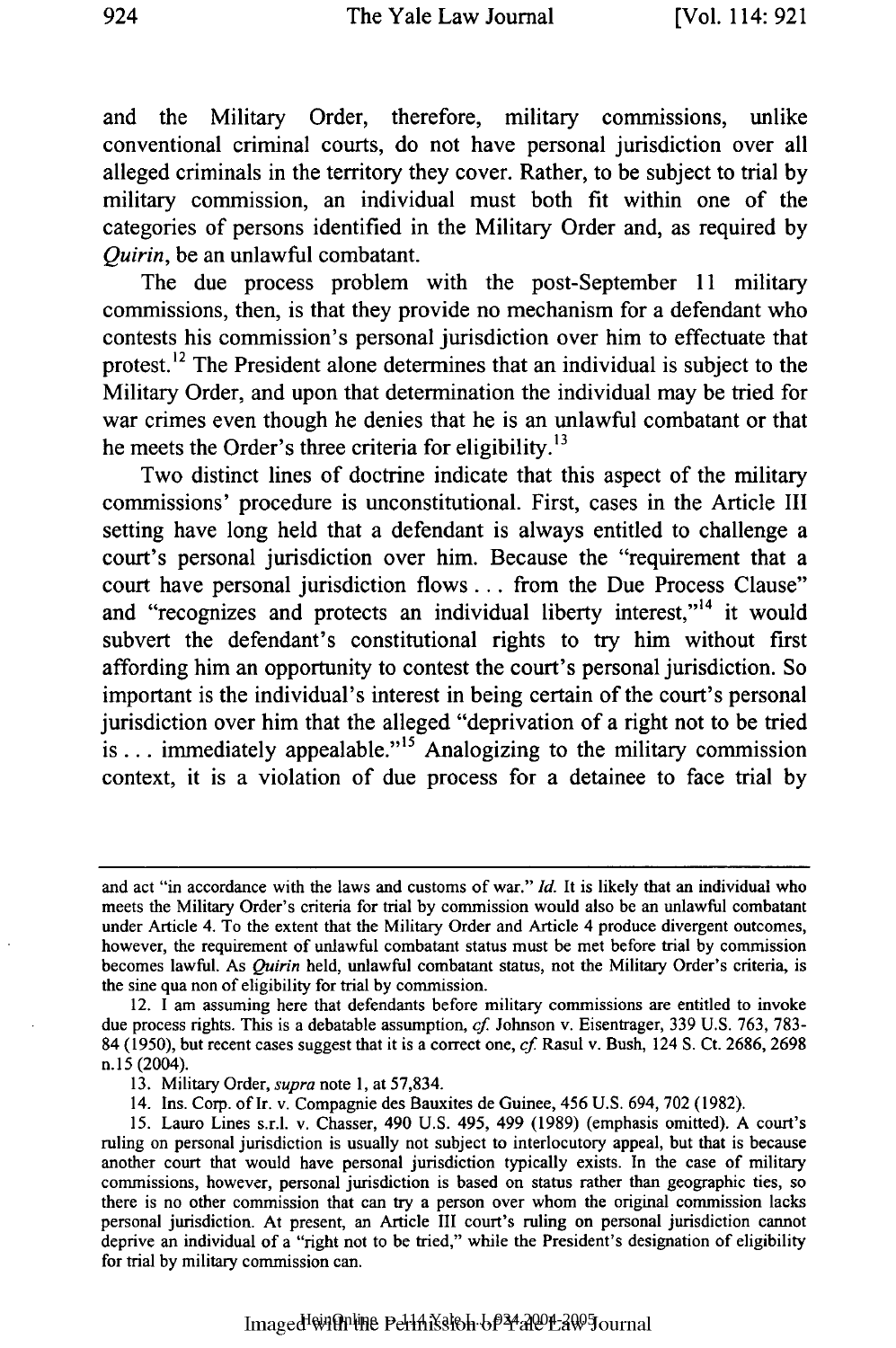and the Military Order, therefore, military commissions, unlike conventional criminal courts, do not have personal jurisdiction over all alleged criminals in the territory they cover. Rather, to be subject to trial by military commission, an individual must both fit within one of the categories of persons identified in the Military Order and, as required by *Quirin*, be an unlawful combatant.

The due process problem with the post-September 11 military commissions, then, is that they provide no mechanism for a defendant who contests his commission's personal jurisdiction over him to effectuate that protest.[12] The President alone determines that an individual is subject to the Military Order, and upon that determination the individual may be tried for war crimes even though he denies that he is an unlawful combatant or that he meets the Order's three criteria for eligibility.[13]

Two distinct lines of doctrine indicate that this aspect of the military commissions' procedure is unconstitutional. First, cases in the Article III setting have long held that a defendant is always entitled to challenge a court's personal jurisdiction over him. Because the "requirement that a court have personal jurisdiction flows . . . from the Due Process Clause" and "recognizes and protects an individual liberty interest,"[14] it would subvert the defendant's constitutional rights to try him without first affording him an opportunity to contest the court's personal jurisdiction. So important is the individual's interest in being certain of the court's personal jurisdiction over him that the alleged "deprivation of a right not to be tried is . . . immediately appealable."[15] Analogizing to the military commission context, it is a violation of due process for a detainee to face trial by

---

and act "in accordance with the laws and customs of war." *Id.* It is likely that an individual who meets the Military Order's criteria for trial by commission would also be an unlawful combatant under Article 4. To the extent that the Military Order and Article 4 produce divergent outcomes, however, the requirement of unlawful combatant status must be met before trial by commission becomes lawful. As *Quirin* held, unlawful combatant status, not the Military Order's criteria, is the sine qua non of eligibility for trial by commission.

12. I am assuming here that defendants before military commissions are entitled to invoke due process rights. This is a debatable assumption, *cf.* Johnson v. Eisentrager, 339 U.S. 763, 783-84 (1950), but recent cases suggest that it is a correct one, *cf.* Rasul v. Bush, 124 S. Ct. 2686, 2698 n.15 (2004).

13. Military Order, *supra* note 1, at 57,834.

14. Ins. Corp. of Ir. v. Compagnie des Bauxites de Guinee, 456 U.S. 694, 702 (1982).

15. Lauro Lines s.r.l. v. Chasser, 490 U.S. 495, 499 (1989) (emphasis omitted). A court's ruling on personal jurisdiction is usually not subject to interlocutory appeal, but that is because another court that would have personal jurisdiction typically exists. In the case of military commissions, however, personal jurisdiction is based on status rather than geographic ties, so there is no other commission that can try a person over whom the original commission lacks personal jurisdiction. At present, an Article III court's ruling on personal jurisdiction cannot deprive an individual of a "right not to be tried," while the President's designation of eligibility for trial by military commission can.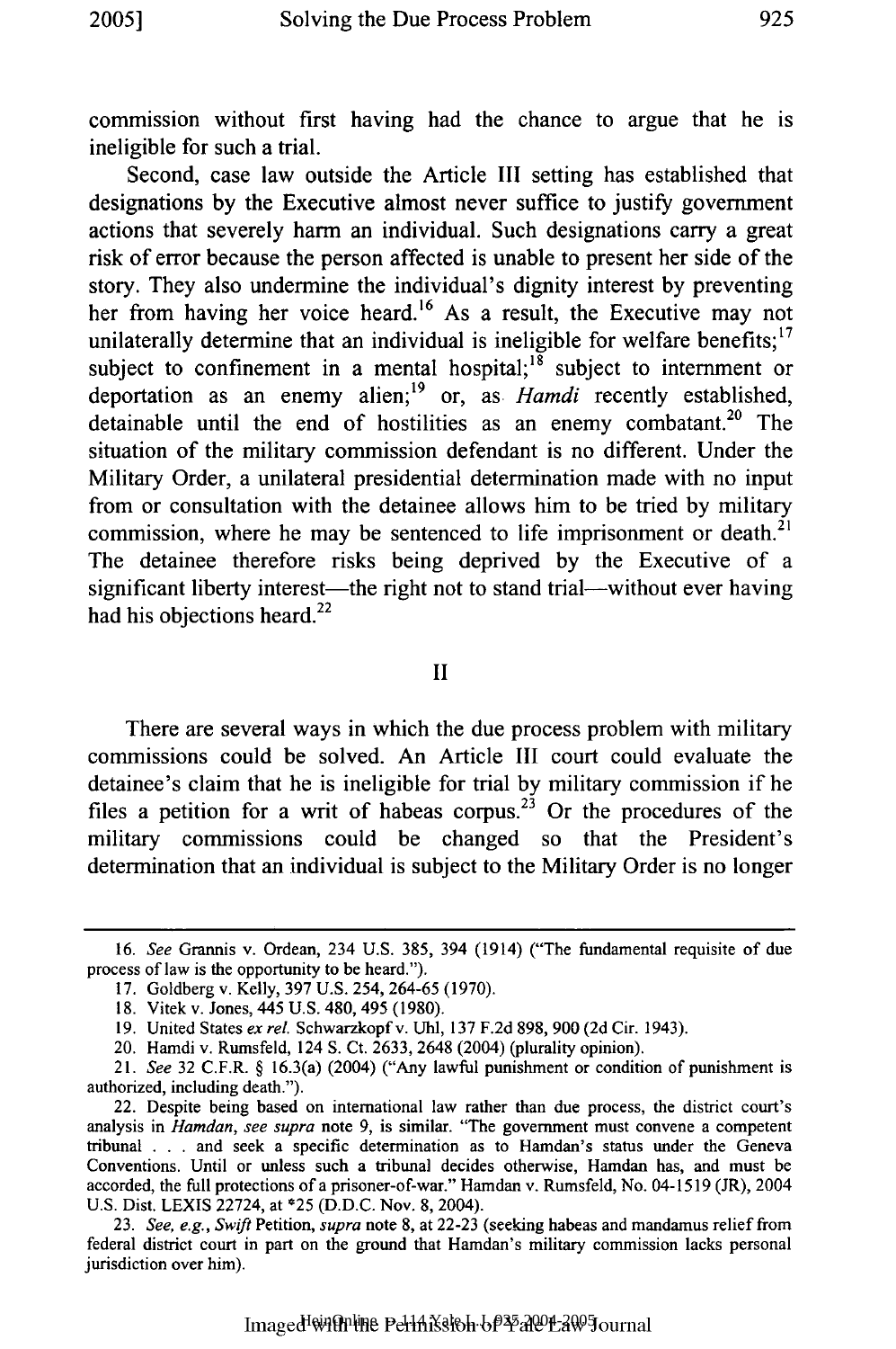commission without first having had the chance to argue that he is ineligible for such a trial.

Second, case law outside the Article III setting has established that designations by the Executive almost never suffice to justify government actions that severely harm an individual. Such designations carry a great risk of error because the person affected is unable to present her side of the story. They also undermine the individual's dignity interest by preventing her from having her voice heard.[16] As a result, the Executive may not unilaterally determine that an individual is ineligible for welfare benefits;[17] subject to confinement in a mental hospital;[18] subject to internment or deportation as an enemy alien;[19] or, as *Hamdi* recently established, detainable until the end of hostilities as an enemy combatant.[20] The situation of the military commission defendant is no different. Under the Military Order, a unilateral presidential determination made with no input from or consultation with the detainee allows him to be tried by military commission, where he may be sentenced to life imprisonment or death.[21] The detainee therefore risks being deprived by the Executive of a significant liberty interest—the right not to stand trial—without ever having had his objections heard.[22]

## II

There are several ways in which the due process problem with military commissions could be solved. An Article III court could evaluate the detainee's claim that he is ineligible for trial by military commission if he files a petition for a writ of habeas corpus.[23] Or the procedures of the military commissions could be changed so that the President's determination that an individual is subject to the Military Order is no longer

---

16. *See* Grannis v. Ordean, 234 U.S. 385, 394 (1914) ("The fundamental requisite of due process of law is the opportunity to be heard.").

17. Goldberg v. Kelly, 397 U.S. 254, 264-65 (1970).

18. Vitek v. Jones, 445 U.S. 480, 495 (1980).

19. United States *ex rel.* Schwarzkopf v. Uhl, 137 F.2d 898, 900 (2d Cir. 1943).

20. Hamdi v. Rumsfeld, 124 S. Ct. 2633, 2648 (2004) (plurality opinion).

21. *See* 32 C.F.R. § 16.3(a) (2004) ("Any lawful punishment or condition of punishment is authorized, including death.").

22. Despite being based on international law rather than due process, the district court's analysis in *Hamdan*, *see supra* note 9, is similar. "The government must convene a competent tribunal . . . and seek a specific determination as to Hamdan's status under the Geneva Conventions. Until or unless such a tribunal decides otherwise, Hamdan has, and must be accorded, the full protections of a prisoner-of-war." Hamdan v. Rumsfeld, No. 04-1519 (JR), 2004 U.S. Dist. LEXIS 22724, at *25 (D.D.C. Nov. 8, 2004).

23. *See, e.g.*, *Swift* Petition, *supra* note 8, at 22-23 (seeking habeas and mandamus relief from federal district court in part on the ground that Hamdan's military commission lacks personal jurisdiction over him).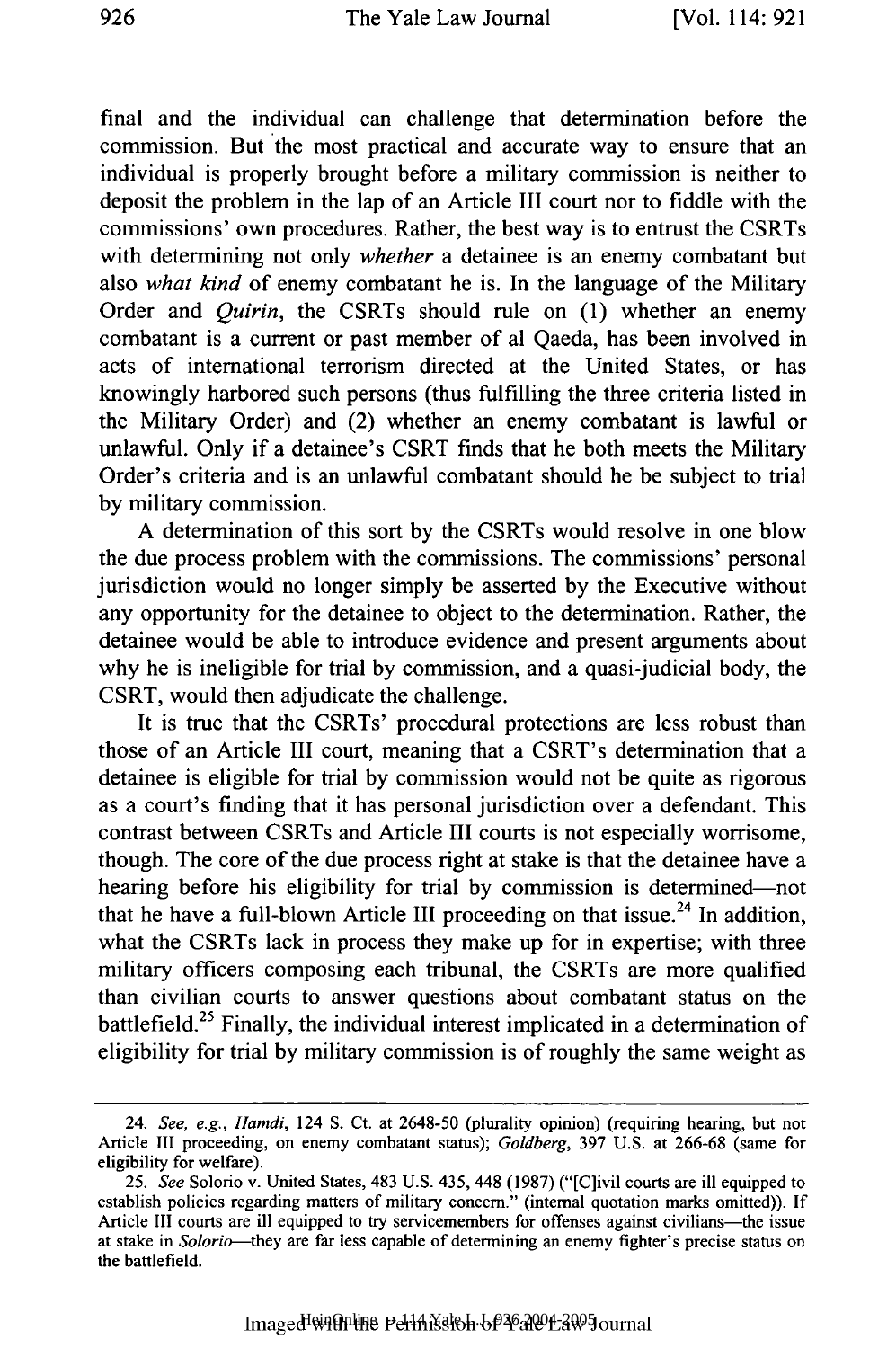final and the individual can challenge that determination before the commission. But the most practical and accurate way to ensure that an individual is properly brought before a military commission is neither to deposit the problem in the lap of an Article III court nor to fiddle with the commissions' own procedures. Rather, the best way is to entrust the CSRTs with determining not only *whether* a detainee is an enemy combatant but also *what kind* of enemy combatant he is. In the language of the Military Order and *Quirin*, the CSRTs should rule on (1) whether an enemy combatant is a current or past member of al Qaeda, has been involved in acts of international terrorism directed at the United States, or has knowingly harbored such persons (thus fulfilling the three criteria listed in the Military Order) and (2) whether an enemy combatant is lawful or unlawful. Only if a detainee's CSRT finds that he both meets the Military Order's criteria and is an unlawful combatant should he be subject to trial by military commission.

A determination of this sort by the CSRTs would resolve in one blow the due process problem with the commissions. The commissions' personal jurisdiction would no longer simply be asserted by the Executive without any opportunity for the detainee to object to the determination. Rather, the detainee would be able to introduce evidence and present arguments about why he is ineligible for trial by commission, and a quasi-judicial body, the CSRT, would then adjudicate the challenge.

It is true that the CSRTs' procedural protections are less robust than those of an Article III court, meaning that a CSRT's determination that a detainee is eligible for trial by commission would not be quite as rigorous as a court's finding that it has personal jurisdiction over a defendant. This contrast between CSRTs and Article III courts is not especially worrisome, though. The core of the due process right at stake is that the detainee have a hearing before his eligibility for trial by commission is determined—not that he have a full-blown Article III proceeding on that issue.[24] In addition, what the CSRTs lack in process they make up for in expertise; with three military officers composing each tribunal, the CSRTs are more qualified than civilian courts to answer questions about combatant status on the battlefield.[25] Finally, the individual interest implicated in a determination of eligibility for trial by military commission is of roughly the same weight as

---

24. *See, e.g.*, *Hamdi*, 124 S. Ct. at 2648-50 (plurality opinion) (requiring hearing, but not Article III proceeding, on enemy combatant status); *Goldberg*, 397 U.S. at 266-68 (same for eligibility for welfare).

25. *See* Solorio v. United States, 483 U.S. 435, 448 (1987) ("[C]ivil courts are ill equipped to establish policies regarding matters of military concern." (internal quotation marks omitted)). If Article III courts are ill equipped to try servicemembers for offenses against civilians—the issue at stake in *Solorio*—they are far less capable of determining an enemy fighter's precise status on the battlefield.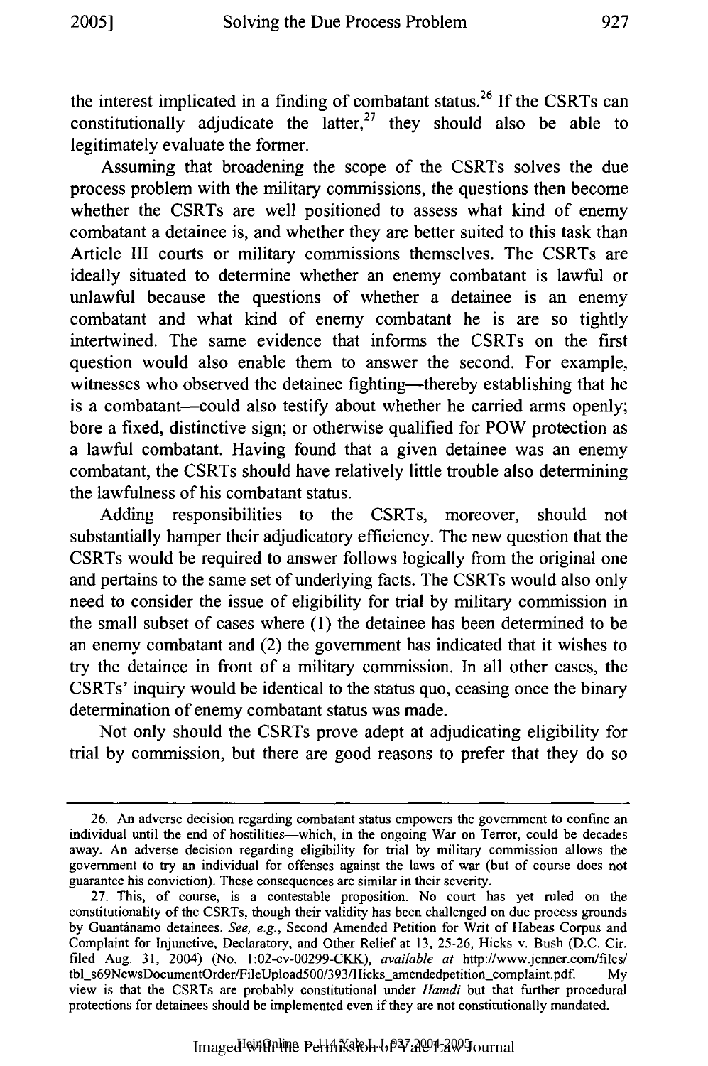the interest implicated in a finding of combatant status.[26] If the CSRTs can constitutionally adjudicate the latter,[27] they should also be able to legitimately evaluate the former.

Assuming that broadening the scope of the CSRTs solves the due process problem with the military commissions, the questions then become whether the CSRTs are well positioned to assess what kind of enemy combatant a detainee is, and whether they are better suited to this task than Article III courts or military commissions themselves. The CSRTs are ideally situated to determine whether an enemy combatant is lawful or unlawful because the questions of whether a detainee is an enemy combatant and what kind of enemy combatant he is are so tightly intertwined. The same evidence that informs the CSRTs on the first question would also enable them to answer the second. For example, witnesses who observed the detainee fighting—thereby establishing that he is a combatant—could also testify about whether he carried arms openly; bore a fixed, distinctive sign; or otherwise qualified for POW protection as a lawful combatant. Having found that a given detainee was an enemy combatant, the CSRTs should have relatively little trouble also determining the lawfulness of his combatant status.

Adding responsibilities to the CSRTs, moreover, should not substantially hamper their adjudicatory efficiency. The new question that the CSRTs would be required to answer follows logically from the original one and pertains to the same set of underlying facts. The CSRTs would also only need to consider the issue of eligibility for trial by military commission in the small subset of cases where (1) the detainee has been determined to be an enemy combatant and (2) the government has indicated that it wishes to try the detainee in front of a military commission. In all other cases, the CSRTs' inquiry would be identical to the status quo, ceasing once the binary determination of enemy combatant status was made.

Not only should the CSRTs prove adept at adjudicating eligibility for trial by commission, but there are good reasons to prefer that they do so

---

26. An adverse decision regarding combatant status empowers the government to confine an individual until the end of hostilities—which, in the ongoing War on Terror, could be decades away. An adverse decision regarding eligibility for trial by military commission allows the government to try an individual for offenses against the laws of war (but of course does not guarantee his conviction). These consequences are similar in their severity.

27. This, of course, is a contestable proposition. No court has yet ruled on the constitutionality of the CSRTs, though their validity has been challenged on due process grounds by Guantánamo detainees. *See, e.g.*, Second Amended Petition for Writ of Habeas Corpus and Complaint for Injunctive, Declaratory, and Other Relief at 13, 25-26, Hicks v. Bush (D.C. Cir. filed Aug. 31, 2004) (No. 1:02-cv-00299-CKK), *available at* http://www.jenner.com/files/tbl_s69NewsDocumentOrder/FileUpload500/393/Hicks_amendedpetition_complaint.pdf. My view is that the CSRTs are probably constitutional under *Hamdi* but that further procedural protections for detainees should be implemented even if they are not constitutionally mandated.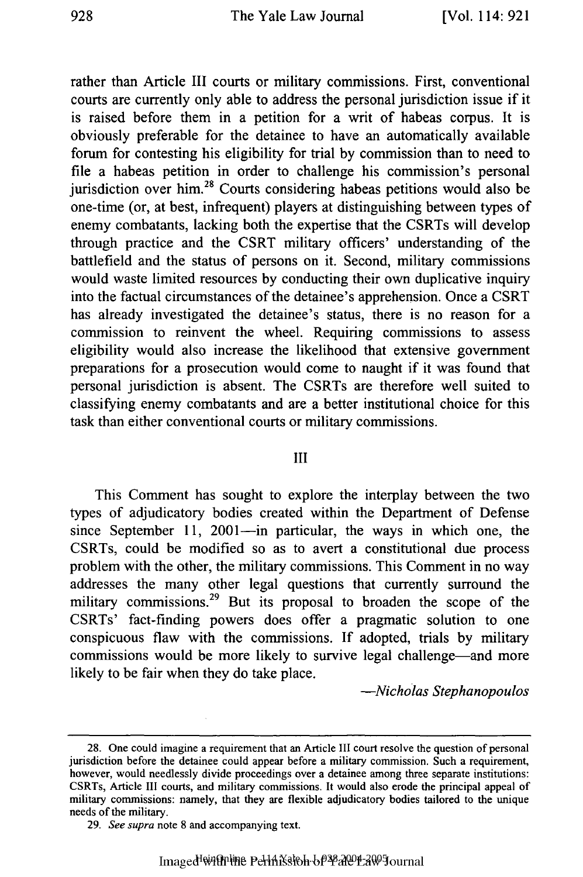rather than Article III courts or military commissions. First, conventional courts are currently only able to address the personal jurisdiction issue if it is raised before them in a petition for a writ of habeas corpus. It is obviously preferable for the detainee to have an automatically available forum for contesting his eligibility for trial by commission than to need to file a habeas petition in order to challenge his commission's personal jurisdiction over him.[28] Courts considering habeas petitions would also be one-time (or, at best, infrequent) players at distinguishing between types of enemy combatants, lacking both the expertise that the CSRTs will develop through practice and the CSRT military officers' understanding of the battlefield and the status of persons on it. Second, military commissions would waste limited resources by conducting their own duplicative inquiry into the factual circumstances of the detainee's apprehension. Once a CSRT has already investigated the detainee's status, there is no reason for a commission to reinvent the wheel. Requiring commissions to assess eligibility would also increase the likelihood that extensive government preparations for a prosecution would come to naught if it was found that personal jurisdiction is absent. The CSRTs are therefore well suited to classifying enemy combatants and are a better institutional choice for this task than either conventional courts or military commissions.

## III

This Comment has sought to explore the interplay between the two types of adjudicatory bodies created within the Department of Defense since September 11, 2001—in particular, the ways in which one, the CSRTs, could be modified so as to avert a constitutional due process problem with the other, the military commissions. This Comment in no way addresses the many other legal questions that currently surround the military commissions.[29] But its proposal to broaden the scope of the CSRTs' fact-finding powers does offer a pragmatic solution to one conspicuous flaw with the commissions. If adopted, trials by military commissions would be more likely to survive legal challenge—and more likely to be fair when they do take place.

*—Nicholas Stephanopoulos*

---

28. One could imagine a requirement that an Article III court resolve the question of personal jurisdiction before the detainee could appear before a military commission. Such a requirement, however, would needlessly divide proceedings over a detainee among three separate institutions: CSRTs, Article III courts, and military commissions. It would also erode the principal appeal of military commissions: namely, that they are flexible adjudicatory bodies tailored to the unique needs of the military.

29. *See supra* note 8 and accompanying text.